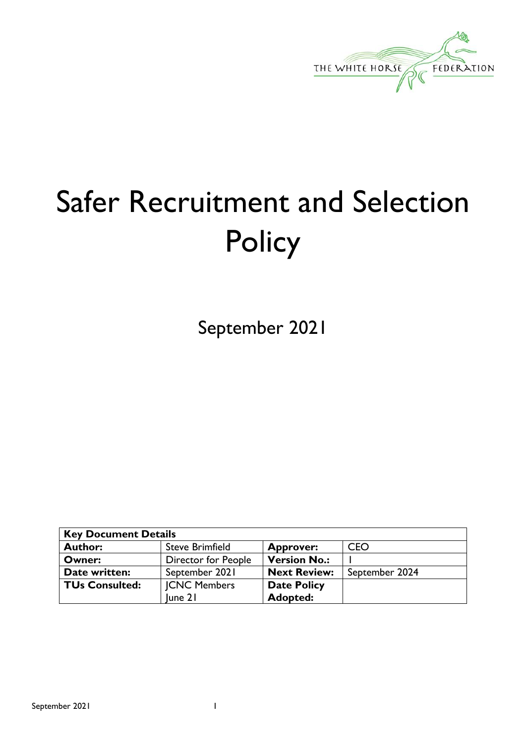THE WHITE HORSE FEDERATION

# Safer Recruitment and Selection Policy

September 2021

| **Key Document Details** | | | |
|---|---|---|---|
| **Author:** | Steve Brimfield | **Approver:** | CEO |
| **Owner:** | Director for People | **Version No.:** | 1 |
| **Date written:** | September 2021 | **Next Review:** | September 2024 |
| **TUs Consulted:** | JCNC Members June 21 | **Date Policy Adopted:** | |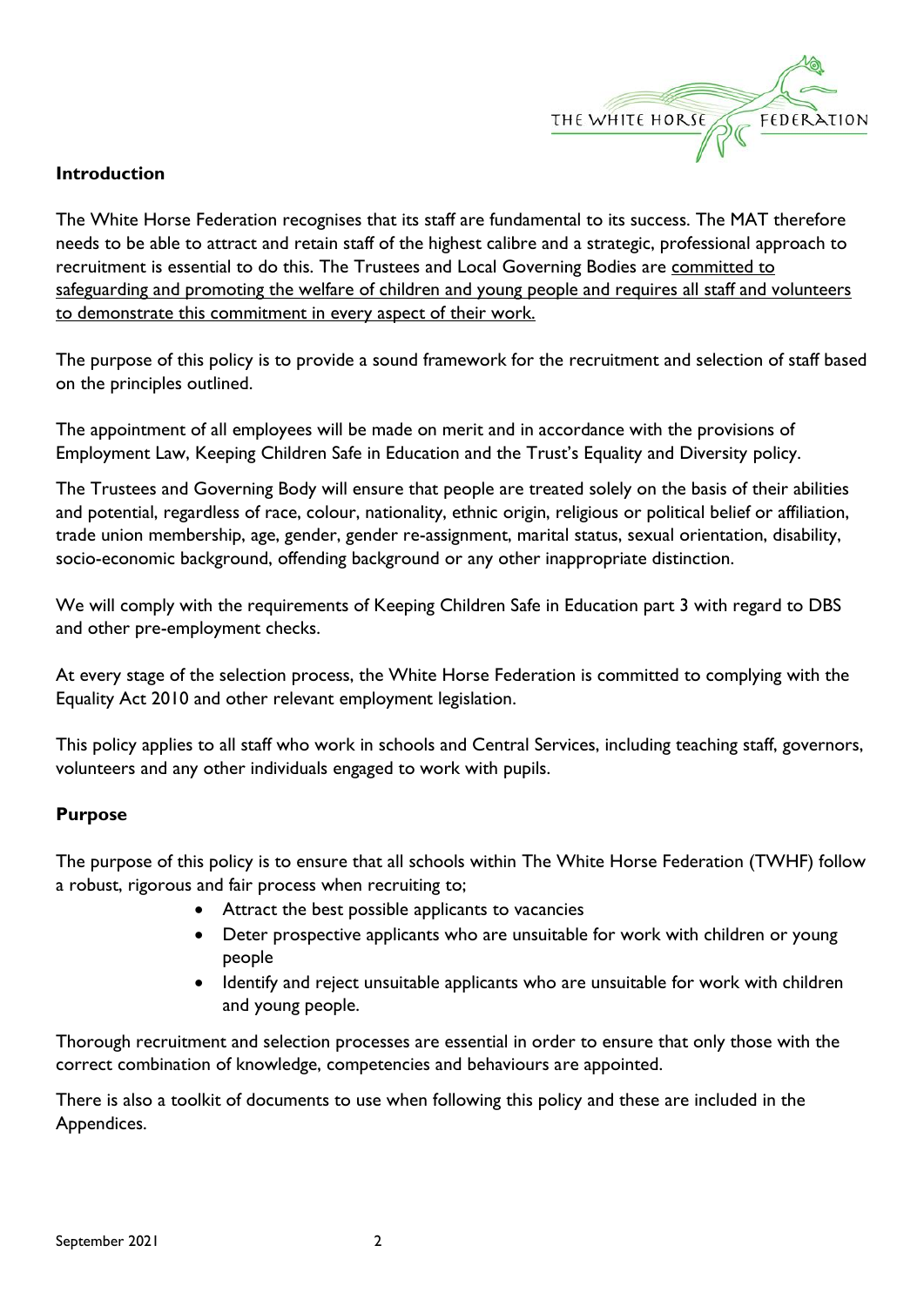## Introduction

The White Horse Federation recognises that its staff are fundamental to its success. The MAT therefore needs to be able to attract and retain staff of the highest calibre and a strategic, professional approach to recruitment is essential to do this. The Trustees and Local Governing Bodies are committed to safeguarding and promoting the welfare of children and young people and requires all staff and volunteers to demonstrate this commitment in every aspect of their work.

The purpose of this policy is to provide a sound framework for the recruitment and selection of staff based on the principles outlined.

The appointment of all employees will be made on merit and in accordance with the provisions of Employment Law, Keeping Children Safe in Education and the Trust's Equality and Diversity policy.

The Trustees and Governing Body will ensure that people are treated solely on the basis of their abilities and potential, regardless of race, colour, nationality, ethnic origin, religious or political belief or affiliation, trade union membership, age, gender, gender re-assignment, marital status, sexual orientation, disability, socio-economic background, offending background or any other inappropriate distinction.

We will comply with the requirements of Keeping Children Safe in Education part 3 with regard to DBS and other pre-employment checks.

At every stage of the selection process, the White Horse Federation is committed to complying with the Equality Act 2010 and other relevant employment legislation.

This policy applies to all staff who work in schools and Central Services, including teaching staff, governors, volunteers and any other individuals engaged to work with pupils.

## Purpose

The purpose of this policy is to ensure that all schools within The White Horse Federation (TWHF) follow a robust, rigorous and fair process when recruiting to;

- Attract the best possible applicants to vacancies
- Deter prospective applicants who are unsuitable for work with children or young people
- Identify and reject unsuitable applicants who are unsuitable for work with children and young people.

Thorough recruitment and selection processes are essential in order to ensure that only those with the correct combination of knowledge, competencies and behaviours are appointed.

There is also a toolkit of documents to use when following this policy and these are included in the Appendices.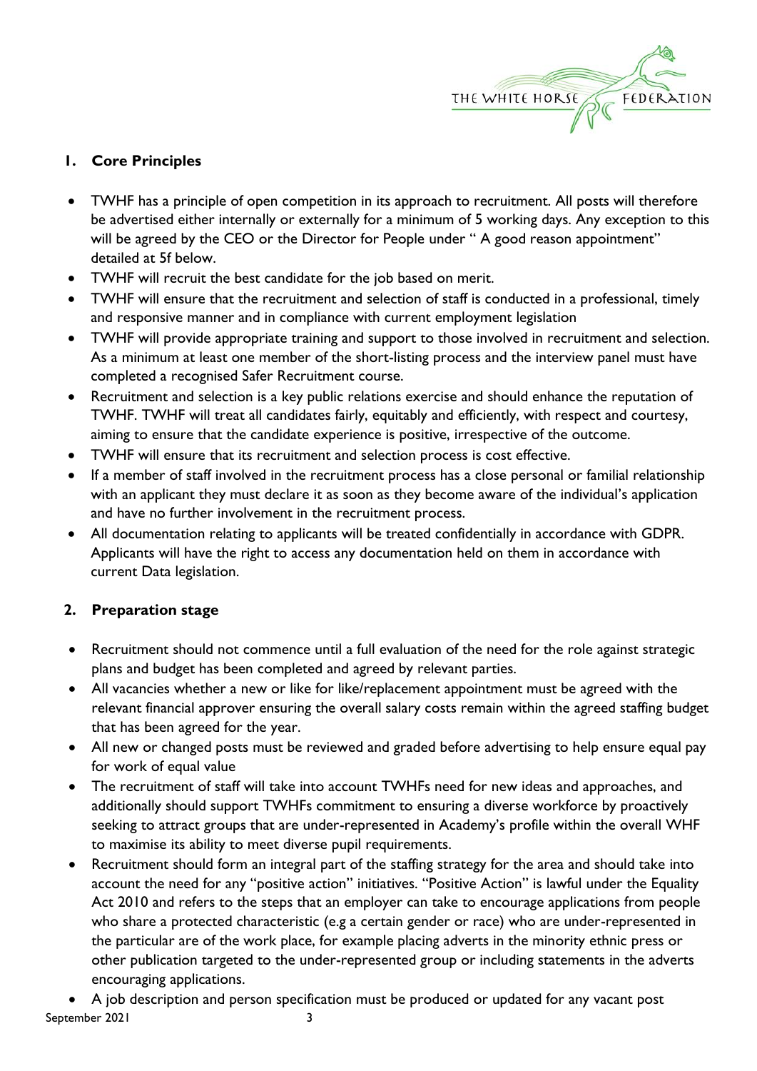## 1. Core Principles

- TWHF has a principle of open competition in its approach to recruitment. All posts will therefore be advertised either internally or externally for a minimum of 5 working days. Any exception to this will be agreed by the CEO or the Director for People under " A good reason appointment" detailed at 5f below.
- TWHF will recruit the best candidate for the job based on merit.
- TWHF will ensure that the recruitment and selection of staff is conducted in a professional, timely and responsive manner and in compliance with current employment legislation
- TWHF will provide appropriate training and support to those involved in recruitment and selection. As a minimum at least one member of the short-listing process and the interview panel must have completed a recognised Safer Recruitment course.
- Recruitment and selection is a key public relations exercise and should enhance the reputation of TWHF. TWHF will treat all candidates fairly, equitably and efficiently, with respect and courtesy, aiming to ensure that the candidate experience is positive, irrespective of the outcome.
- TWHF will ensure that its recruitment and selection process is cost effective.
- If a member of staff involved in the recruitment process has a close personal or familial relationship with an applicant they must declare it as soon as they become aware of the individual's application and have no further involvement in the recruitment process.
- All documentation relating to applicants will be treated confidentially in accordance with GDPR. Applicants will have the right to access any documentation held on them in accordance with current Data legislation.

## 2. Preparation stage

- Recruitment should not commence until a full evaluation of the need for the role against strategic plans and budget has been completed and agreed by relevant parties.
- All vacancies whether a new or like for like/replacement appointment must be agreed with the relevant financial approver ensuring the overall salary costs remain within the agreed staffing budget that has been agreed for the year.
- All new or changed posts must be reviewed and graded before advertising to help ensure equal pay for work of equal value
- The recruitment of staff will take into account TWHFs need for new ideas and approaches, and additionally should support TWHFs commitment to ensuring a diverse workforce by proactively seeking to attract groups that are under-represented in Academy's profile within the overall WHF to maximise its ability to meet diverse pupil requirements.
- Recruitment should form an integral part of the staffing strategy for the area and should take into account the need for any "positive action" initiatives. "Positive Action" is lawful under the Equality Act 2010 and refers to the steps that an employer can take to encourage applications from people who share a protected characteristic (e.g a certain gender or race) who are under-represented in the particular are of the work place, for example placing adverts in the minority ethnic press or other publication targeted to the under-represented group or including statements in the adverts encouraging applications.
- A job description and person specification must be produced or updated for any vacant post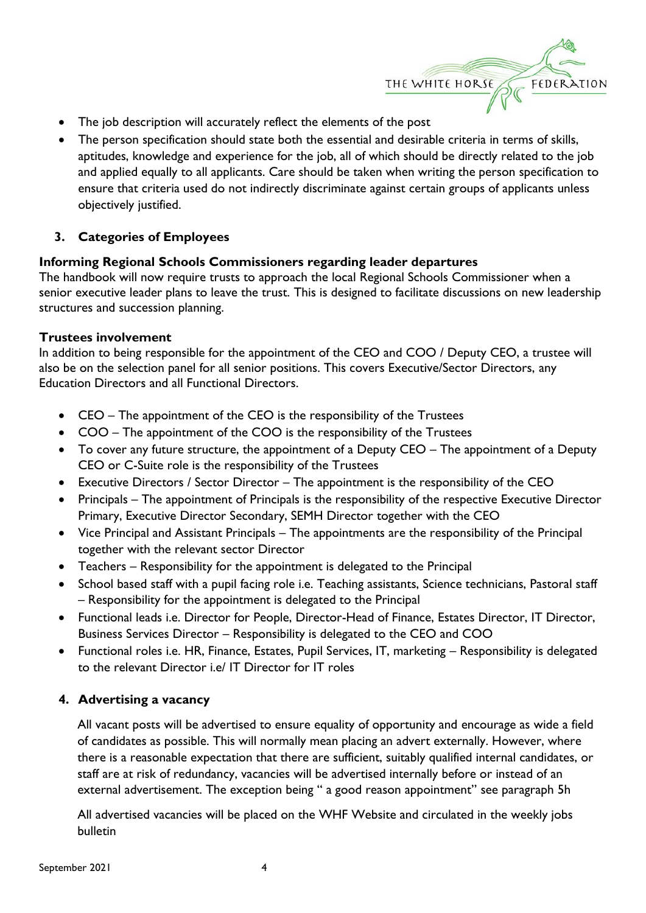- The job description will accurately reflect the elements of the post
- The person specification should state both the essential and desirable criteria in terms of skills, aptitudes, knowledge and experience for the job, all of which should be directly related to the job and applied equally to all applicants. Care should be taken when writing the person specification to ensure that criteria used do not indirectly discriminate against certain groups of applicants unless objectively justified.

## 3. Categories of Employees

**Informing Regional Schools Commissioners regarding leader departures**

The handbook will now require trusts to approach the local Regional Schools Commissioner when a senior executive leader plans to leave the trust. This is designed to facilitate discussions on new leadership structures and succession planning.

**Trustees involvement**

In addition to being responsible for the appointment of the CEO and COO / Deputy CEO, a trustee will also be on the selection panel for all senior positions. This covers Executive/Sector Directors, any Education Directors and all Functional Directors.

- CEO – The appointment of the CEO is the responsibility of the Trustees
- COO – The appointment of the COO is the responsibility of the Trustees
- To cover any future structure, the appointment of a Deputy CEO – The appointment of a Deputy CEO or C-Suite role is the responsibility of the Trustees
- Executive Directors / Sector Director – The appointment is the responsibility of the CEO
- Principals – The appointment of Principals is the responsibility of the respective Executive Director Primary, Executive Director Secondary, SEMH Director together with the CEO
- Vice Principal and Assistant Principals – The appointments are the responsibility of the Principal together with the relevant sector Director
- Teachers – Responsibility for the appointment is delegated to the Principal
- School based staff with a pupil facing role i.e. Teaching assistants, Science technicians, Pastoral staff – Responsibility for the appointment is delegated to the Principal
- Functional leads i.e. Director for People, Director-Head of Finance, Estates Director, IT Director, Business Services Director – Responsibility is delegated to the CEO and COO
- Functional roles i.e. HR, Finance, Estates, Pupil Services, IT, marketing – Responsibility is delegated to the relevant Director i.e/ IT Director for IT roles

## 4. Advertising a vacancy

All vacant posts will be advertised to ensure equality of opportunity and encourage as wide a field of candidates as possible. This will normally mean placing an advert externally. However, where there is a reasonable expectation that there are sufficient, suitably qualified internal candidates, or staff are at risk of redundancy, vacancies will be advertised internally before or instead of an external advertisement. The exception being " a good reason appointment" see paragraph 5h

All advertised vacancies will be placed on the WHF Website and circulated in the weekly jobs bulletin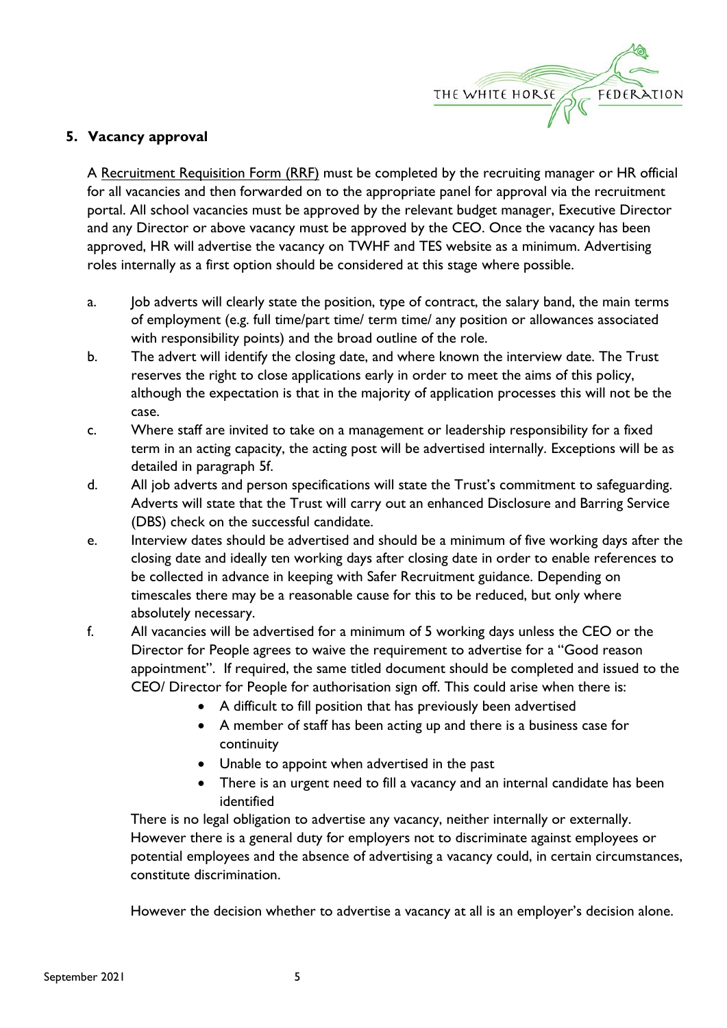## 5. Vacancy approval

A Recruitment Requisition Form (RRF) must be completed by the recruiting manager or HR official for all vacancies and then forwarded on to the appropriate panel for approval via the recruitment portal. All school vacancies must be approved by the relevant budget manager, Executive Director and any Director or above vacancy must be approved by the CEO. Once the vacancy has been approved, HR will advertise the vacancy on TWHF and TES website as a minimum. Advertising roles internally as a first option should be considered at this stage where possible.

a. Job adverts will clearly state the position, type of contract, the salary band, the main terms of employment (e.g. full time/part time/ term time/ any position or allowances associated with responsibility points) and the broad outline of the role.

b. The advert will identify the closing date, and where known the interview date. The Trust reserves the right to close applications early in order to meet the aims of this policy, although the expectation is that in the majority of application processes this will not be the case.

c. Where staff are invited to take on a management or leadership responsibility for a fixed term in an acting capacity, the acting post will be advertised internally. Exceptions will be as detailed in paragraph 5f.

d. All job adverts and person specifications will state the Trust's commitment to safeguarding. Adverts will state that the Trust will carry out an enhanced Disclosure and Barring Service (DBS) check on the successful candidate.

e. Interview dates should be advertised and should be a minimum of five working days after the closing date and ideally ten working days after closing date in order to enable references to be collected in advance in keeping with Safer Recruitment guidance. Depending on timescales there may be a reasonable cause for this to be reduced, but only where absolutely necessary.

f. All vacancies will be advertised for a minimum of 5 working days unless the CEO or the Director for People agrees to waive the requirement to advertise for a "Good reason appointment". If required, the same titled document should be completed and issued to the CEO/ Director for People for authorisation sign off. This could arise when there is:

   - A difficult to fill position that has previously been advertised
   - A member of staff has been acting up and there is a business case for continuity
   - Unable to appoint when advertised in the past
   - There is an urgent need to fill a vacancy and an internal candidate has been identified

   There is no legal obligation to advertise any vacancy, neither internally or externally. However there is a general duty for employers not to discriminate against employees or potential employees and the absence of advertising a vacancy could, in certain circumstances, constitute discrimination.

   However the decision whether to advertise a vacancy at all is an employer's decision alone.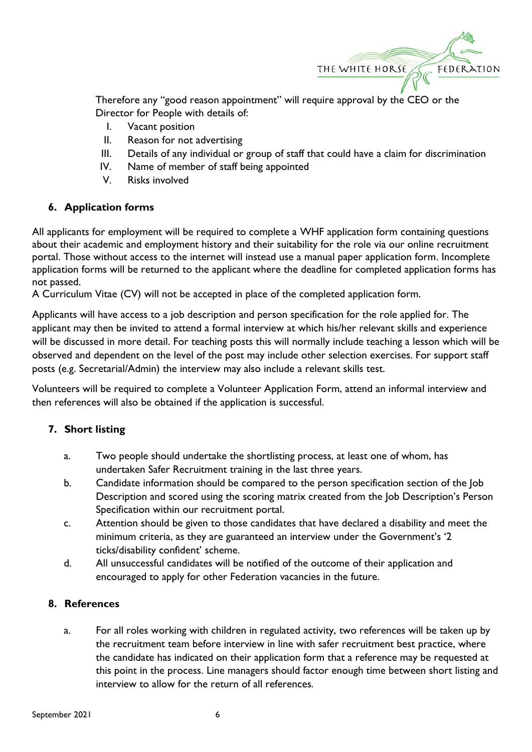Therefore any "good reason appointment" will require approval by the CEO or the Director for People with details of:

I. Vacant position
II. Reason for not advertising
III. Details of any individual or group of staff that could have a claim for discrimination
IV. Name of member of staff being appointed
V. Risks involved

## 6. Application forms

All applicants for employment will be required to complete a WHF application form containing questions about their academic and employment history and their suitability for the role via our online recruitment portal. Those without access to the internet will instead use a manual paper application form. Incomplete application forms will be returned to the applicant where the deadline for completed application forms has not passed.
A Curriculum Vitae (CV) will not be accepted in place of the completed application form.

Applicants will have access to a job description and person specification for the role applied for. The applicant may then be invited to attend a formal interview at which his/her relevant skills and experience will be discussed in more detail. For teaching posts this will normally include teaching a lesson which will be observed and dependent on the level of the post may include other selection exercises. For support staff posts (e.g. Secretarial/Admin) the interview may also include a relevant skills test.

Volunteers will be required to complete a Volunteer Application Form, attend an informal interview and then references will also be obtained if the application is successful.

## 7. Short listing

a. Two people should undertake the shortlisting process, at least one of whom, has undertaken Safer Recruitment training in the last three years.
b. Candidate information should be compared to the person specification section of the Job Description and scored using the scoring matrix created from the Job Description's Person Specification within our recruitment portal.
c. Attention should be given to those candidates that have declared a disability and meet the minimum criteria, as they are guaranteed an interview under the Government's '2 ticks/disability confident' scheme.
d. All unsuccessful candidates will be notified of the outcome of their application and encouraged to apply for other Federation vacancies in the future.

## 8. References

a. For all roles working with children in regulated activity, two references will be taken up by the recruitment team before interview in line with safer recruitment best practice, where the candidate has indicated on their application form that a reference may be requested at this point in the process. Line managers should factor enough time between short listing and interview to allow for the return of all references.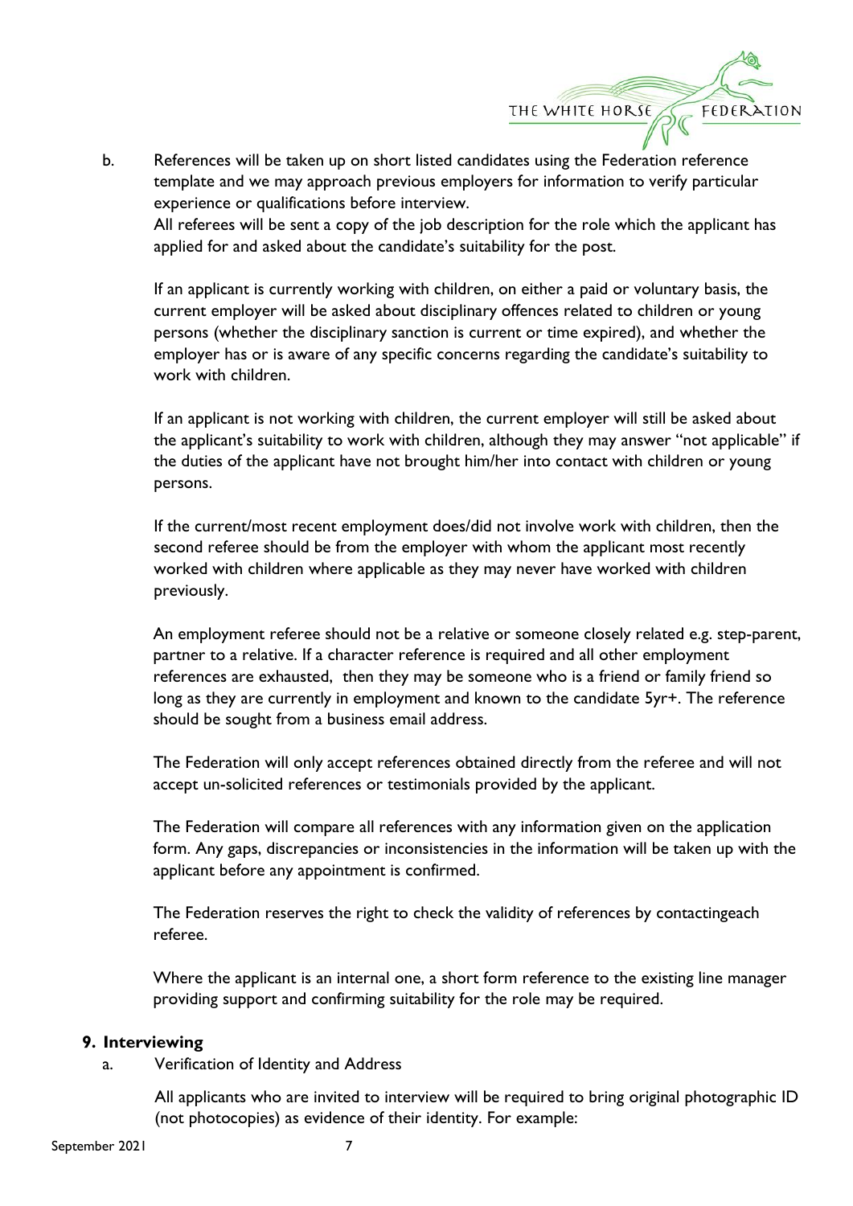b. References will be taken up on short listed candidates using the Federation reference template and we may approach previous employers for information to verify particular experience or qualifications before interview.
All referees will be sent a copy of the job description for the role which the applicant has applied for and asked about the candidate's suitability for the post.

If an applicant is currently working with children, on either a paid or voluntary basis, the current employer will be asked about disciplinary offences related to children or young persons (whether the disciplinary sanction is current or time expired), and whether the employer has or is aware of any specific concerns regarding the candidate's suitability to work with children.

If an applicant is not working with children, the current employer will still be asked about the applicant's suitability to work with children, although they may answer "not applicable" if the duties of the applicant have not brought him/her into contact with children or young persons.

If the current/most recent employment does/did not involve work with children, then the second referee should be from the employer with whom the applicant most recently worked with children where applicable as they may never have worked with children previously.

An employment referee should not be a relative or someone closely related e.g. step-parent, partner to a relative. If a character reference is required and all other employment references are exhausted, then they may be someone who is a friend or family friend so long as they are currently in employment and known to the candidate 5yr+. The reference should be sought from a business email address.

The Federation will only accept references obtained directly from the referee and will not accept un-solicited references or testimonials provided by the applicant.

The Federation will compare all references with any information given on the application form. Any gaps, discrepancies or inconsistencies in the information will be taken up with the applicant before any appointment is confirmed.

The Federation reserves the right to check the validity of references by contactingeach referee.

Where the applicant is an internal one, a short form reference to the existing line manager providing support and confirming suitability for the role may be required.

## 9. Interviewing

a. Verification of Identity and Address

All applicants who are invited to interview will be required to bring original photographic ID (not photocopies) as evidence of their identity. For example: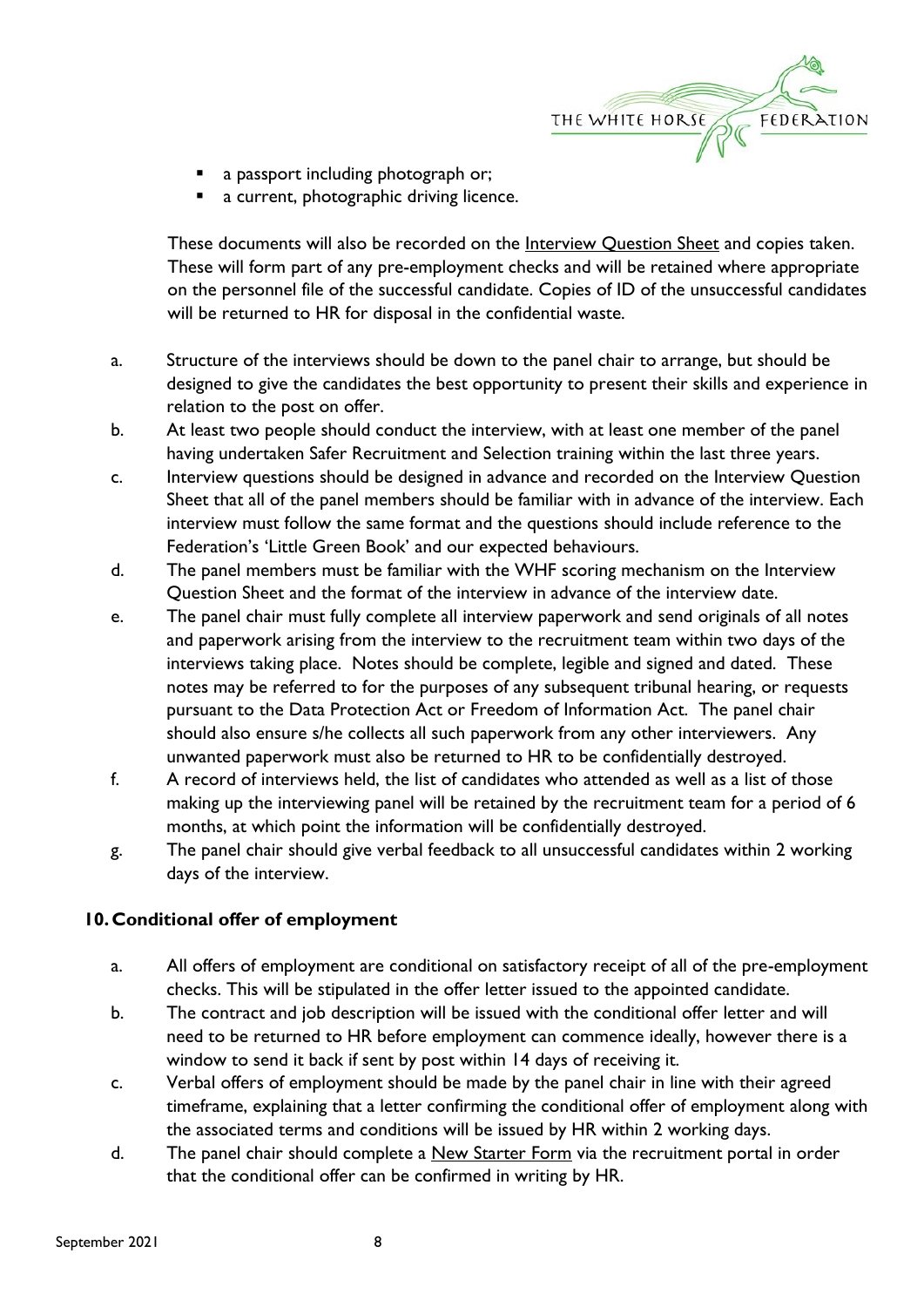- a passport including photograph or;
- a current, photographic driving licence.

These documents will also be recorded on the Interview Question Sheet and copies taken. These will form part of any pre-employment checks and will be retained where appropriate on the personnel file of the successful candidate. Copies of ID of the unsuccessful candidates will be returned to HR for disposal in the confidential waste.

a. Structure of the interviews should be down to the panel chair to arrange, but should be designed to give the candidates the best opportunity to present their skills and experience in relation to the post on offer.
b. At least two people should conduct the interview, with at least one member of the panel having undertaken Safer Recruitment and Selection training within the last three years.
c. Interview questions should be designed in advance and recorded on the Interview Question Sheet that all of the panel members should be familiar with in advance of the interview. Each interview must follow the same format and the questions should include reference to the Federation's 'Little Green Book' and our expected behaviours.
d. The panel members must be familiar with the WHF scoring mechanism on the Interview Question Sheet and the format of the interview in advance of the interview date.
e. The panel chair must fully complete all interview paperwork and send originals of all notes and paperwork arising from the interview to the recruitment team within two days of the interviews taking place. Notes should be complete, legible and signed and dated. These notes may be referred to for the purposes of any subsequent tribunal hearing, or requests pursuant to the Data Protection Act or Freedom of Information Act. The panel chair should also ensure s/he collects all such paperwork from any other interviewers. Any unwanted paperwork must also be returned to HR to be confidentially destroyed.
f. A record of interviews held, the list of candidates who attended as well as a list of those making up the interviewing panel will be retained by the recruitment team for a period of 6 months, at which point the information will be confidentially destroyed.
g. The panel chair should give verbal feedback to all unsuccessful candidates within 2 working days of the interview.

## 10. Conditional offer of employment

a. All offers of employment are conditional on satisfactory receipt of all of the pre-employment checks. This will be stipulated in the offer letter issued to the appointed candidate.
b. The contract and job description will be issued with the conditional offer letter and will need to be returned to HR before employment can commence ideally, however there is a window to send it back if sent by post within 14 days of receiving it.
c. Verbal offers of employment should be made by the panel chair in line with their agreed timeframe, explaining that a letter confirming the conditional offer of employment along with the associated terms and conditions will be issued by HR within 2 working days.
d. The panel chair should complete a New Starter Form via the recruitment portal in order that the conditional offer can be confirmed in writing by HR.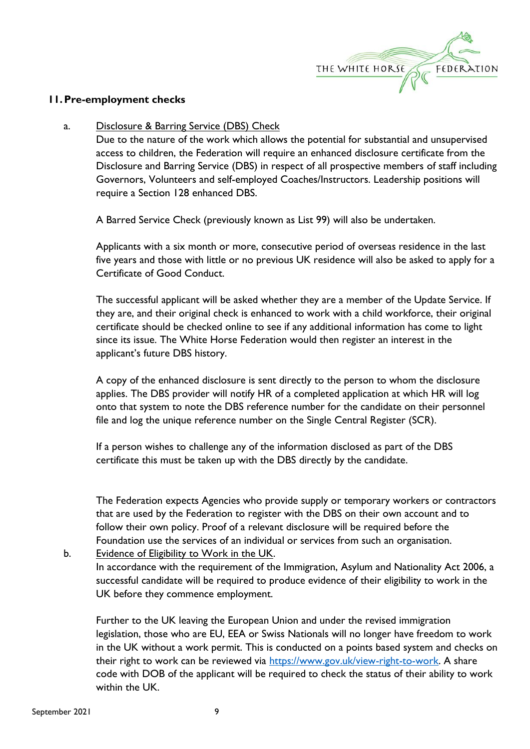## 11. Pre-employment checks

a. Disclosure & Barring Service (DBS) Check

Due to the nature of the work which allows the potential for substantial and unsupervised access to children, the Federation will require an enhanced disclosure certificate from the Disclosure and Barring Service (DBS) in respect of all prospective members of staff including Governors, Volunteers and self-employed Coaches/Instructors. Leadership positions will require a Section 128 enhanced DBS.

A Barred Service Check (previously known as List 99) will also be undertaken.

Applicants with a six month or more, consecutive period of overseas residence in the last five years and those with little or no previous UK residence will also be asked to apply for a Certificate of Good Conduct.

The successful applicant will be asked whether they are a member of the Update Service. If they are, and their original check is enhanced to work with a child workforce, their original certificate should be checked online to see if any additional information has come to light since its issue. The White Horse Federation would then register an interest in the applicant's future DBS history.

A copy of the enhanced disclosure is sent directly to the person to whom the disclosure applies. The DBS provider will notify HR of a completed application at which HR will log onto that system to note the DBS reference number for the candidate on their personnel file and log the unique reference number on the Single Central Register (SCR).

If a person wishes to challenge any of the information disclosed as part of the DBS certificate this must be taken up with the DBS directly by the candidate.

The Federation expects Agencies who provide supply or temporary workers or contractors that are used by the Federation to register with the DBS on their own account and to follow their own policy. Proof of a relevant disclosure will be required before the Foundation use the services of an individual or services from such an organisation.

b. Evidence of Eligibility to Work in the UK.

In accordance with the requirement of the Immigration, Asylum and Nationality Act 2006, a successful candidate will be required to produce evidence of their eligibility to work in the UK before they commence employment.

Further to the UK leaving the European Union and under the revised immigration legislation, those who are EU, EEA or Swiss Nationals will no longer have freedom to work in the UK without a work permit. This is conducted on a points based system and checks on their right to work can be reviewed via https://www.gov.uk/view-right-to-work. A share code with DOB of the applicant will be required to check the status of their ability to work within the UK.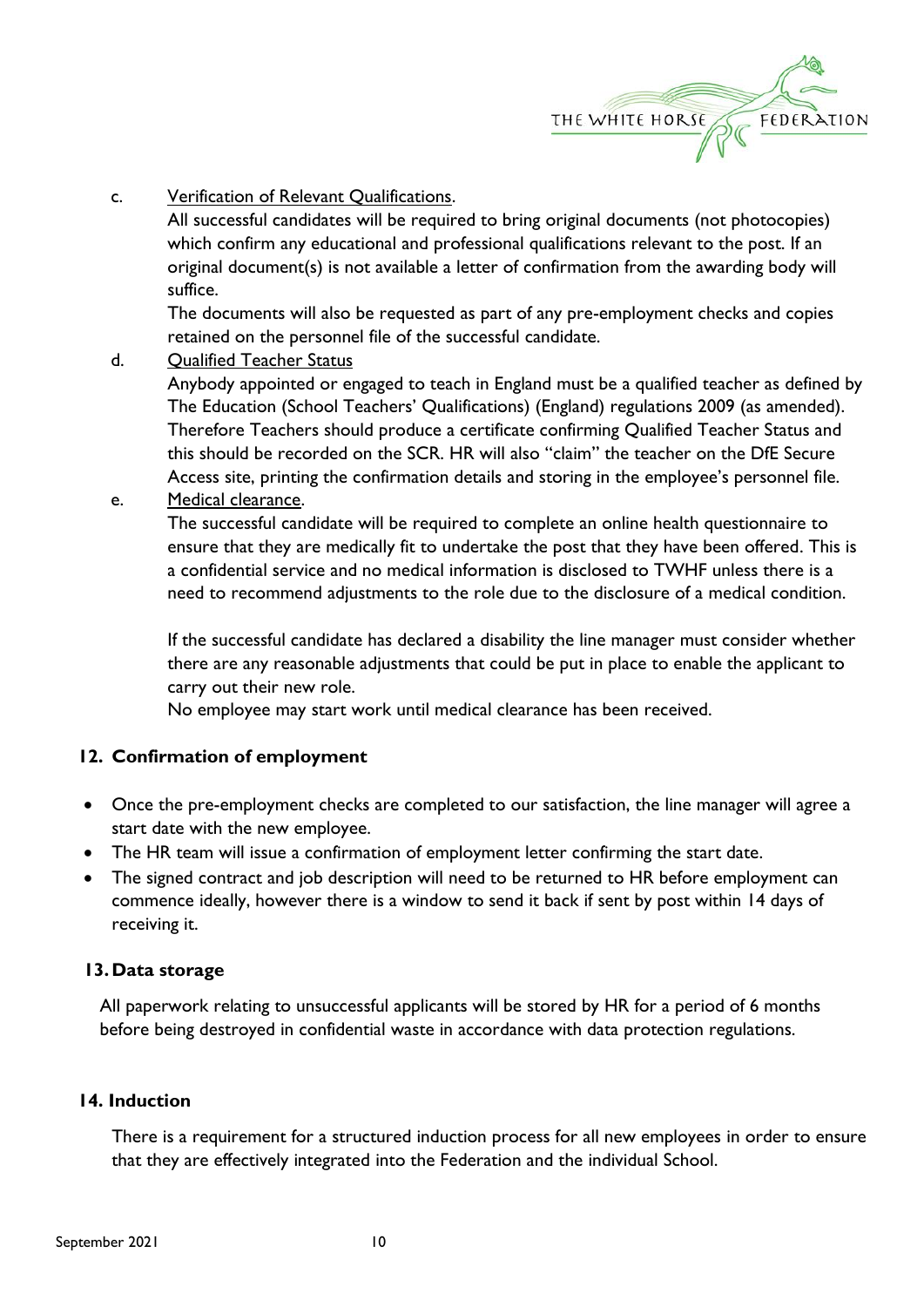c. <u>Verification of Relevant Qualifications</u>.

All successful candidates will be required to bring original documents (not photocopies) which confirm any educational and professional qualifications relevant to the post. If an original document(s) is not available a letter of confirmation from the awarding body will suffice.

The documents will also be requested as part of any pre-employment checks and copies retained on the personnel file of the successful candidate.

d. <u>Qualified Teacher Status</u>

Anybody appointed or engaged to teach in England must be a qualified teacher as defined by The Education (School Teachers' Qualifications) (England) regulations 2009 (as amended). Therefore Teachers should produce a certificate confirming Qualified Teacher Status and this should be recorded on the SCR. HR will also "claim" the teacher on the DfE Secure Access site, printing the confirmation details and storing in the employee's personnel file.

e. <u>Medical clearance</u>.

The successful candidate will be required to complete an online health questionnaire to ensure that they are medically fit to undertake the post that they have been offered. This is a confidential service and no medical information is disclosed to TWHF unless there is a need to recommend adjustments to the role due to the disclosure of a medical condition.

If the successful candidate has declared a disability the line manager must consider whether there are any reasonable adjustments that could be put in place to enable the applicant to carry out their new role.

No employee may start work until medical clearance has been received.

## 12. Confirmation of employment

- Once the pre-employment checks are completed to our satisfaction, the line manager will agree a start date with the new employee.
- The HR team will issue a confirmation of employment letter confirming the start date.
- The signed contract and job description will need to be returned to HR before employment can commence ideally, however there is a window to send it back if sent by post within 14 days of receiving it.

## 13. Data storage

All paperwork relating to unsuccessful applicants will be stored by HR for a period of 6 months before being destroyed in confidential waste in accordance with data protection regulations.

## 14. Induction

There is a requirement for a structured induction process for all new employees in order to ensure that they are effectively integrated into the Federation and the individual School.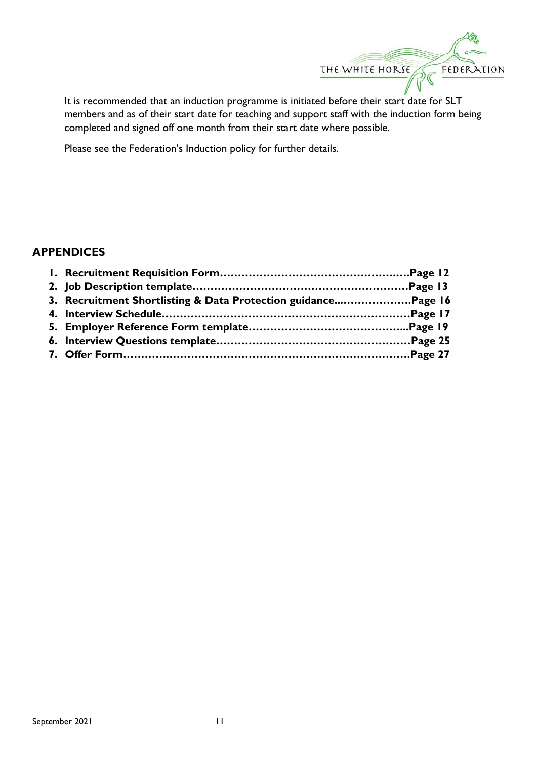It is recommended that an induction programme is initiated before their start date for SLT members and as of their start date for teaching and support staff with the induction form being completed and signed off one month from their start date where possible.

Please see the Federation's Induction policy for further details.

## APPENDICES

1. **Recruitment Requisition Form……………………………………………..….Page 12**
2. **Job Description template……………………………………………………Page 13**
3. **Recruitment Shortlisting & Data Protection guidance...………………Page 16**
4. **Interview Schedule……………………………………………………………Page 17**
5. **Employer Reference Form template……………………………………...Page 19**
6. **Interview Questions template………………………………………………Page 25**
7. **Offer Form……….………………………………………………………….Page 27**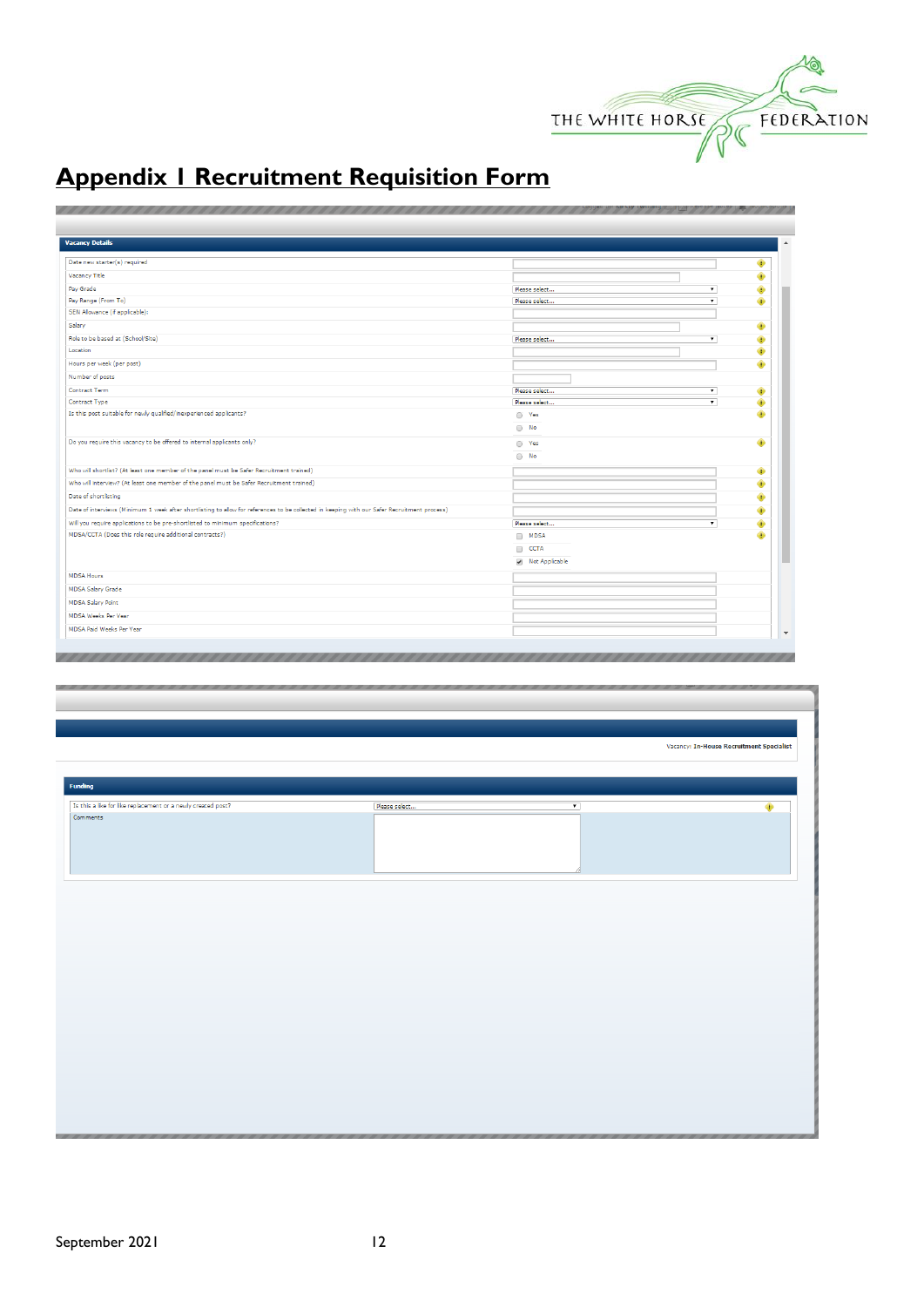## Appendix 1 Recruitment Requisition Form

**Vacancy Details**

| Field | Value |
|---|---|
| Date new starter(s) required | |
| Vacancy Title | |
| Pay Grade | Please select... |
| Pay Range (From To) | Please select... |
| SEN Allowance (if applicable): | |
| Salary | |
| Role to be based at (School/Site) | Please select... |
| Location | |
| Hours per week (per post) | |
| Number of posts | |
| Contract Term | Please select... |
| Contract Type | Please select... |
| Is this post suitable for newly qualified/inexperienced applicants? | Yes / No |
| Do you require this vacancy to be offered to internal applicants only? | Yes / No |
| Who will shortlist? (At least one member of the panel must be Safer Recruitment trained) | |
| Who will interview? (At least one member of the panel must be Safer Recruitment trained) | |
| Date of shortlisting | |
| Date of interviews (Minimum 1 week after shortlisting to allow for references to be collected in keeping with our Safer Recruitment process) | |
| Will you require applications to be pre-shortlisted to minimum specifications? | Please select... |
| MDSA/CCTA (Does this role require additional contracts?) | MDSA / CCTA / Not Applicable |
| MDSA Hours | |
| MDSA Salary Grade | |
| MDSA Salary Point | |
| MDSA Weeks Per Year | |
| MDSA Paid Weeks Per Year | |

Vacancy: In-House Recruitment Specialist

**Funding**

| Field | Value |
|---|---|
| Is this a like for like replacement or a newly created post? | Please select... |
| Comments | |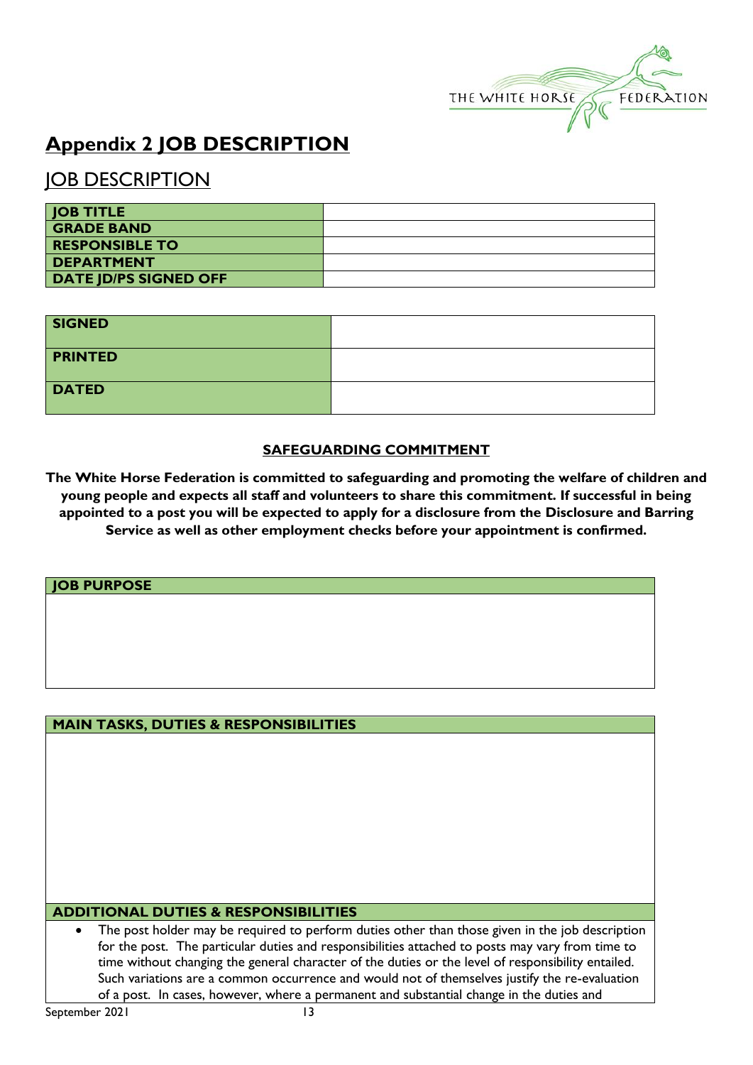# Appendix 2 JOB DESCRIPTION

## JOB DESCRIPTION

| JOB TITLE | |
|---|---|
| GRADE BAND | |
| RESPONSIBLE TO | |
| DEPARTMENT | |
| DATE JD/PS SIGNED OFF | |

| SIGNED | |
|---|---|
| PRINTED | |
| DATED | |

**SAFEGUARDING COMMITMENT**

**The White Horse Federation is committed to safeguarding and promoting the welfare of children and young people and expects all staff and volunteers to share this commitment. If successful in being appointed to a post you will be expected to apply for a disclosure from the Disclosure and Barring Service as well as other employment checks before your appointment is confirmed.**

| JOB PURPOSE |
|---|
| |

| MAIN TASKS, DUTIES & RESPONSIBILITIES |
|---|
| |
| **ADDITIONAL DUTIES & RESPONSIBILITIES** |
| • The post holder may be required to perform duties other than those given in the job description for the post. The particular duties and responsibilities attached to posts may vary from time to time without changing the general character of the duties or the level of responsibility entailed. Such variations are a common occurrence and would not of themselves justify the re-evaluation of a post. In cases, however, where a permanent and substantial change in the duties and |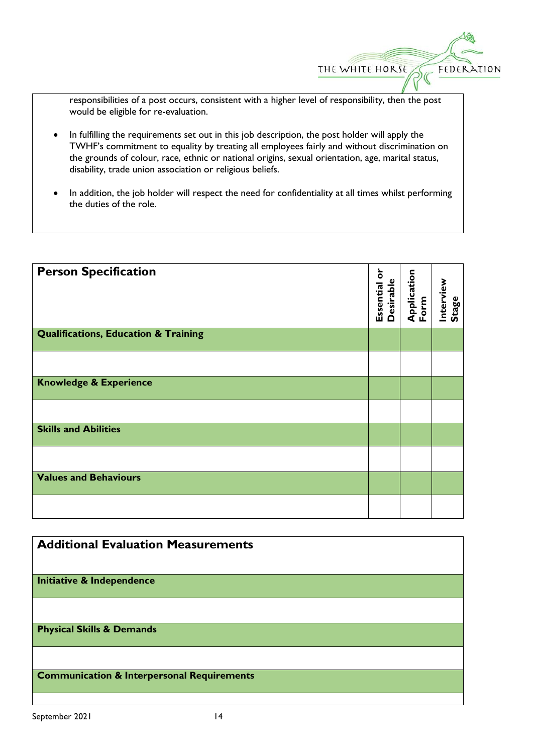responsibilities of a post occurs, consistent with a higher level of responsibility, then the post would be eligible for re-evaluation.

- In fulfilling the requirements set out in this job description, the post holder will apply the TWHF's commitment to equality by treating all employees fairly and without discrimination on the grounds of colour, race, ethnic or national origins, sexual orientation, age, marital status, disability, trade union association or religious beliefs.
- In addition, the job holder will respect the need for confidentiality at all times whilst performing the duties of the role.

| **Person Specification** | **Essential or Desirable** | **Application Form** | **Interview Stage** |
|---|---|---|---|
| **Qualifications, Education & Training** | | | |
| | | | |
| **Knowledge & Experience** | | | |
| | | | |
| **Skills and Abilities** | | | |
| | | | |
| **Values and Behaviours** | | | |
| | | | |

| **Additional Evaluation Measurements** |
|---|
| **Initiative & Independence** |
| |
| **Physical Skills & Demands** |
| |
| **Communication & Interpersonal Requirements** |
| |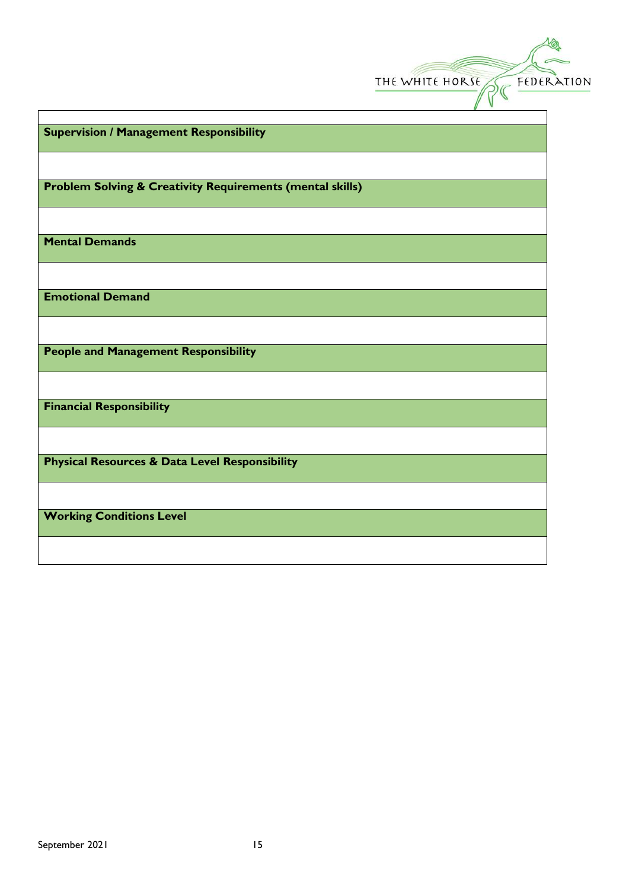| |
|---|
| **Supervision / Management Responsibility** |
| |
| **Problem Solving & Creativity Requirements (mental skills)** |
| |
| **Mental Demands** |
| |
| **Emotional Demand** |
| |
| **People and Management Responsibility** |
| |
| **Financial Responsibility** |
| |
| **Physical Resources & Data Level Responsibility** |
| |
| **Working Conditions Level** |
| |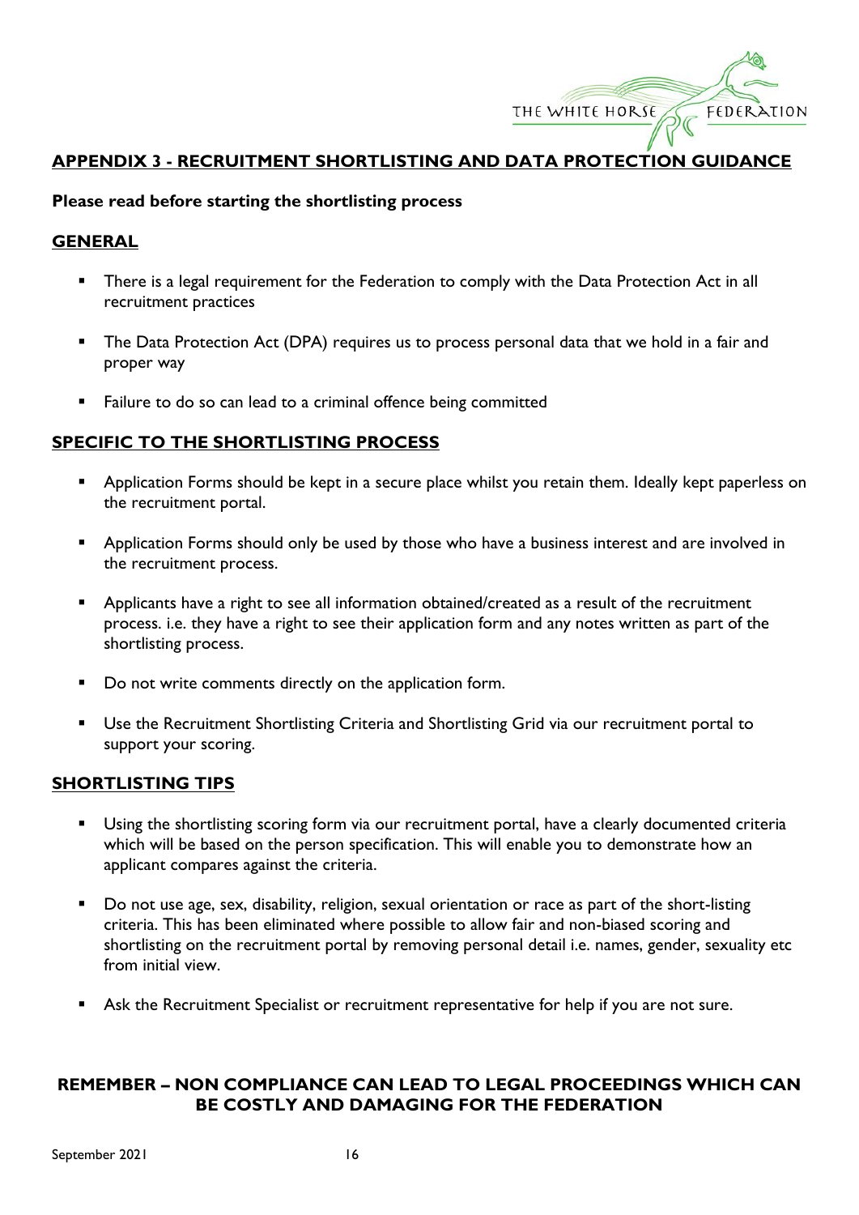## APPENDIX 3 - RECRUITMENT SHORTLISTING AND DATA PROTECTION GUIDANCE

**Please read before starting the shortlisting process**

### GENERAL

- There is a legal requirement for the Federation to comply with the Data Protection Act in all recruitment practices
- The Data Protection Act (DPA) requires us to process personal data that we hold in a fair and proper way
- Failure to do so can lead to a criminal offence being committed

### SPECIFIC TO THE SHORTLISTING PROCESS

- Application Forms should be kept in a secure place whilst you retain them. Ideally kept paperless on the recruitment portal.
- Application Forms should only be used by those who have a business interest and are involved in the recruitment process.
- Applicants have a right to see all information obtained/created as a result of the recruitment process. i.e. they have a right to see their application form and any notes written as part of the shortlisting process.
- Do not write comments directly on the application form.
- Use the Recruitment Shortlisting Criteria and Shortlisting Grid via our recruitment portal to support your scoring.

### SHORTLISTING TIPS

- Using the shortlisting scoring form via our recruitment portal, have a clearly documented criteria which will be based on the person specification. This will enable you to demonstrate how an applicant compares against the criteria.
- Do not use age, sex, disability, religion, sexual orientation or race as part of the short-listing criteria. This has been eliminated where possible to allow fair and non-biased scoring and shortlisting on the recruitment portal by removing personal detail i.e. names, gender, sexuality etc from initial view.
- Ask the Recruitment Specialist or recruitment representative for help if you are not sure.

**REMEMBER – NON COMPLIANCE CAN LEAD TO LEGAL PROCEEDINGS WHICH CAN BE COSTLY AND DAMAGING FOR THE FEDERATION**

September 2021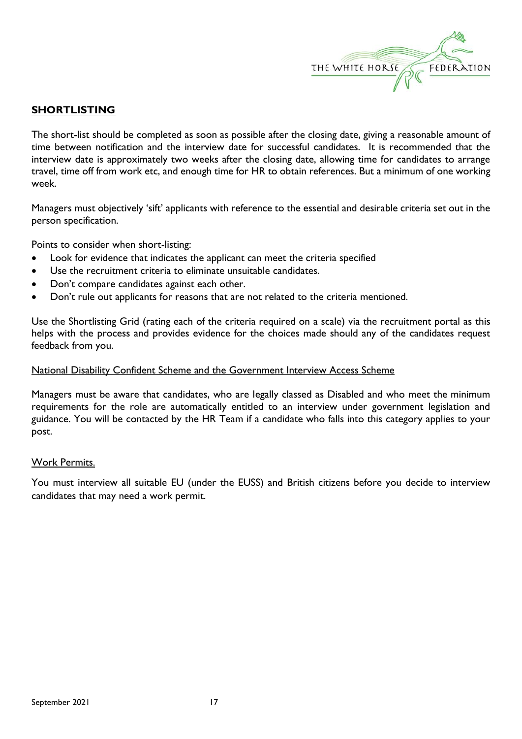## SHORTLISTING

The short-list should be completed as soon as possible after the closing date, giving a reasonable amount of time between notification and the interview date for successful candidates. It is recommended that the interview date is approximately two weeks after the closing date, allowing time for candidates to arrange travel, time off from work etc, and enough time for HR to obtain references. But a minimum of one working week.

Managers must objectively 'sift' applicants with reference to the essential and desirable criteria set out in the person specification.

Points to consider when short-listing:

- Look for evidence that indicates the applicant can meet the criteria specified
- Use the recruitment criteria to eliminate unsuitable candidates.
- Don't compare candidates against each other.
- Don't rule out applicants for reasons that are not related to the criteria mentioned.

Use the Shortlisting Grid (rating each of the criteria required on a scale) via the recruitment portal as this helps with the process and provides evidence for the choices made should any of the candidates request feedback from you.

### National Disability Confident Scheme and the Government Interview Access Scheme

Managers must be aware that candidates, who are legally classed as Disabled and who meet the minimum requirements for the role are automatically entitled to an interview under government legislation and guidance. You will be contacted by the HR Team if a candidate who falls into this category applies to your post.

### Work Permits.

You must interview all suitable EU (under the EUSS) and British citizens before you decide to interview candidates that may need a work permit.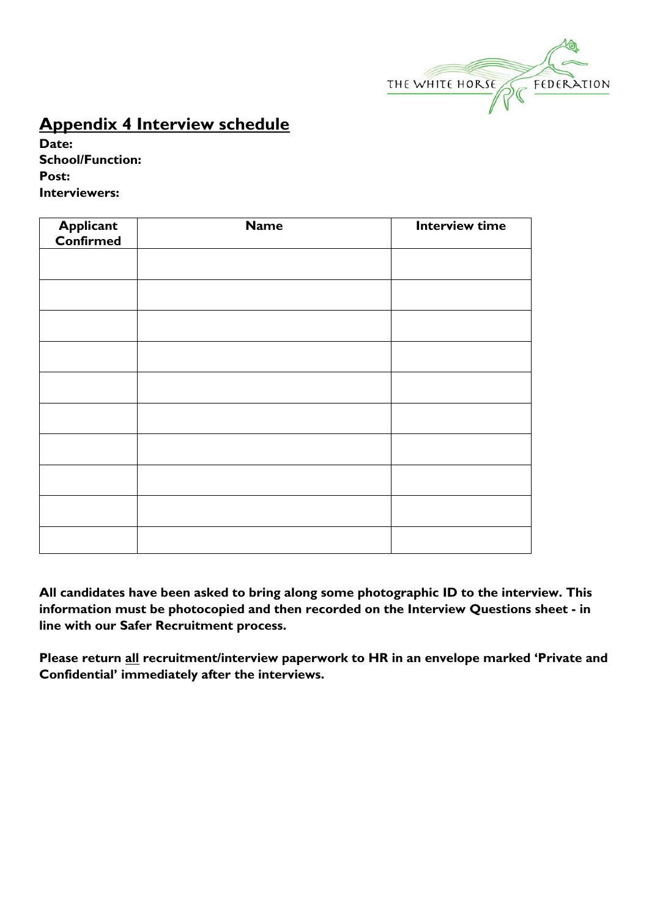## Appendix 4 Interview schedule

**Date:**
**School/Function:**
**Post:**
**Interviewers:**

| Applicant Confirmed | Name | Interview time |
|---|---|---|
| | | |
| | | |
| | | |
| | | |
| | | |
| | | |
| | | |
| | | |
| | | |
| | | |

**All candidates have been asked to bring along some photographic ID to the interview. This information must be photocopied and then recorded on the Interview Questions sheet - in line with our Safer Recruitment process.**

**Please return all recruitment/interview paperwork to HR in an envelope marked 'Private and Confidential' immediately after the interviews.**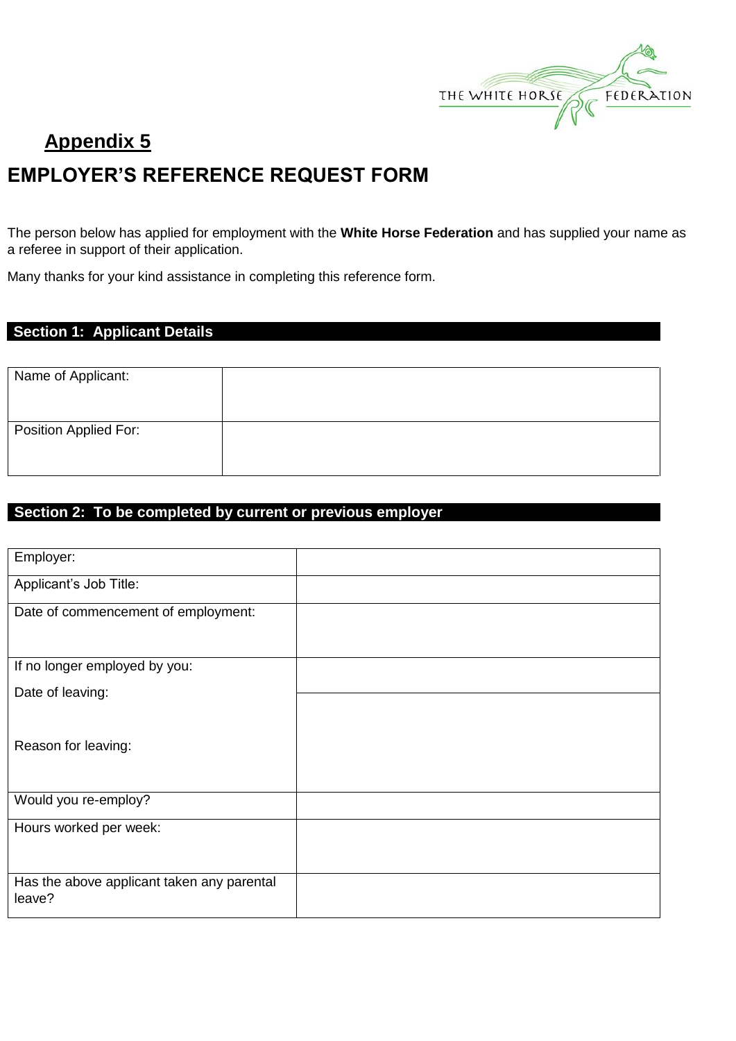## Appendix 5

# EMPLOYER'S REFERENCE REQUEST FORM

The person below has applied for employment with the **White Horse Federation** and has supplied your name as a referee in support of their application.

Many thanks for your kind assistance in completing this reference form.

### Section 1: Applicant Details

| | |
|---|---|
| Name of Applicant: | |
| Position Applied For: | |

### Section 2: To be completed by current or previous employer

| | |
|---|---|
| Employer: | |
| Applicant's Job Title: | |
| Date of commencement of employment: | |
| If no longer employed by you:<br>Date of leaving: | |
| Reason for leaving: | |
| Would you re-employ? | |
| Hours worked per week: | |
| Has the above applicant taken any parental leave? | |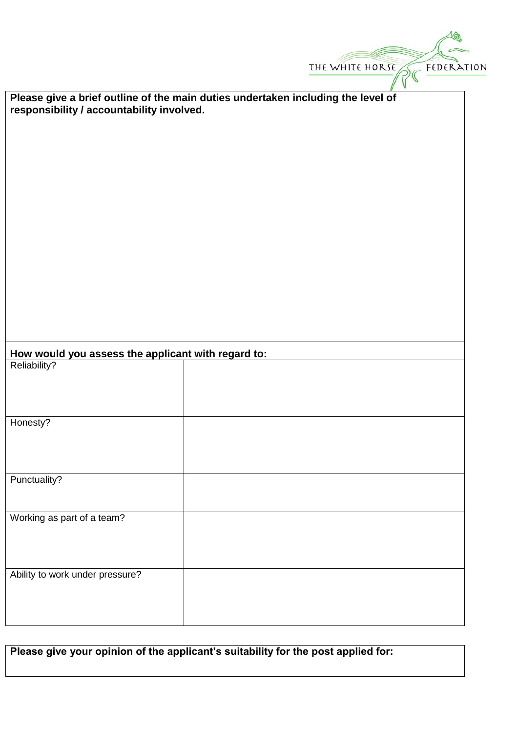**Please give a brief outline of the main duties undertaken including the level of responsibility / accountability involved.**

**How would you assess the applicant with regard to:**

| | |
|---|---|
| Reliability? | |
| Honesty? | |
| Punctuality? | |
| Working as part of a team? | |
| Ability to work under pressure? | |

**Please give your opinion of the applicant's suitability for the post applied for:**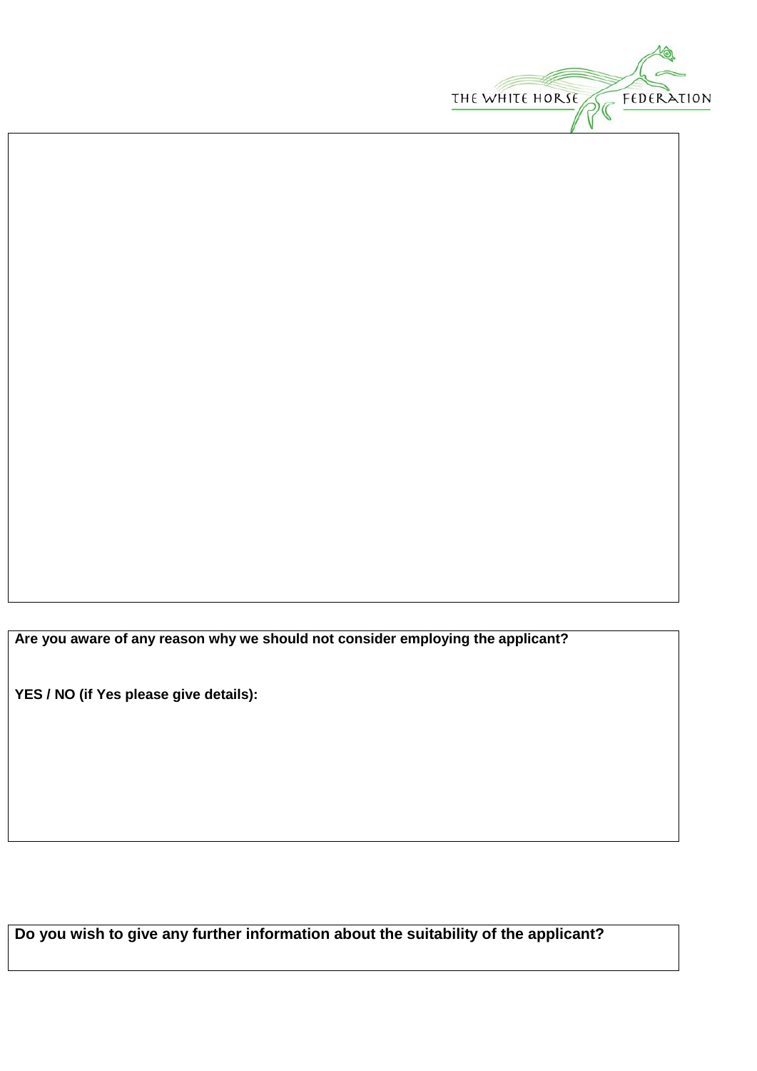**Are you aware of any reason why we should not consider employing the applicant?**

**YES / NO (if Yes please give details):**

**Do you wish to give any further information about the suitability of the applicant?**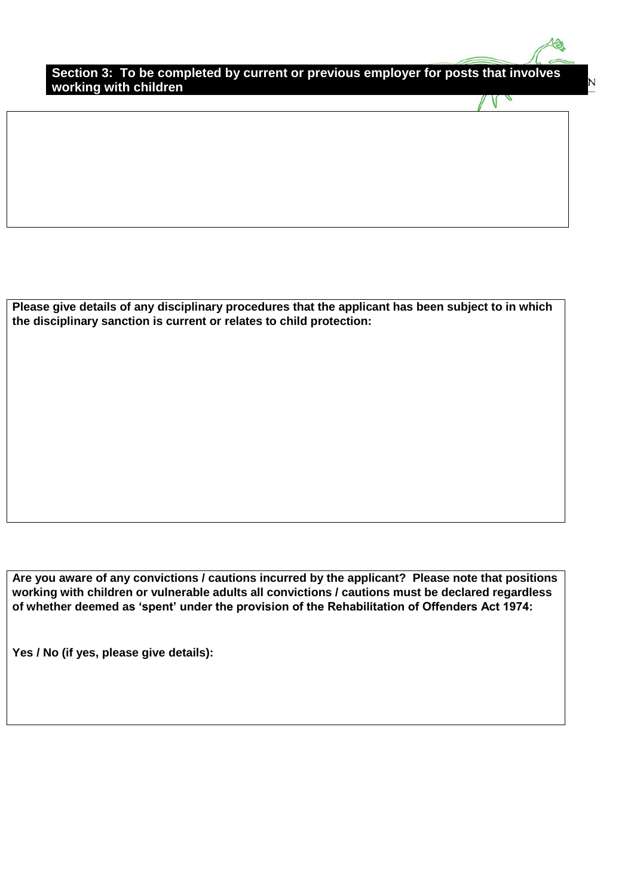## Section 3: To be completed by current or previous employer for posts that involves working with children

**Please give details of any disciplinary procedures that the applicant has been subject to in which the disciplinary sanction is current or relates to child protection:**

**Are you aware of any convictions / cautions incurred by the applicant? Please note that positions working with children or vulnerable adults all convictions / cautions must be declared regardless of whether deemed as 'spent' under the provision of the Rehabilitation of Offenders Act 1974:**

**Yes / No (if yes, please give details):**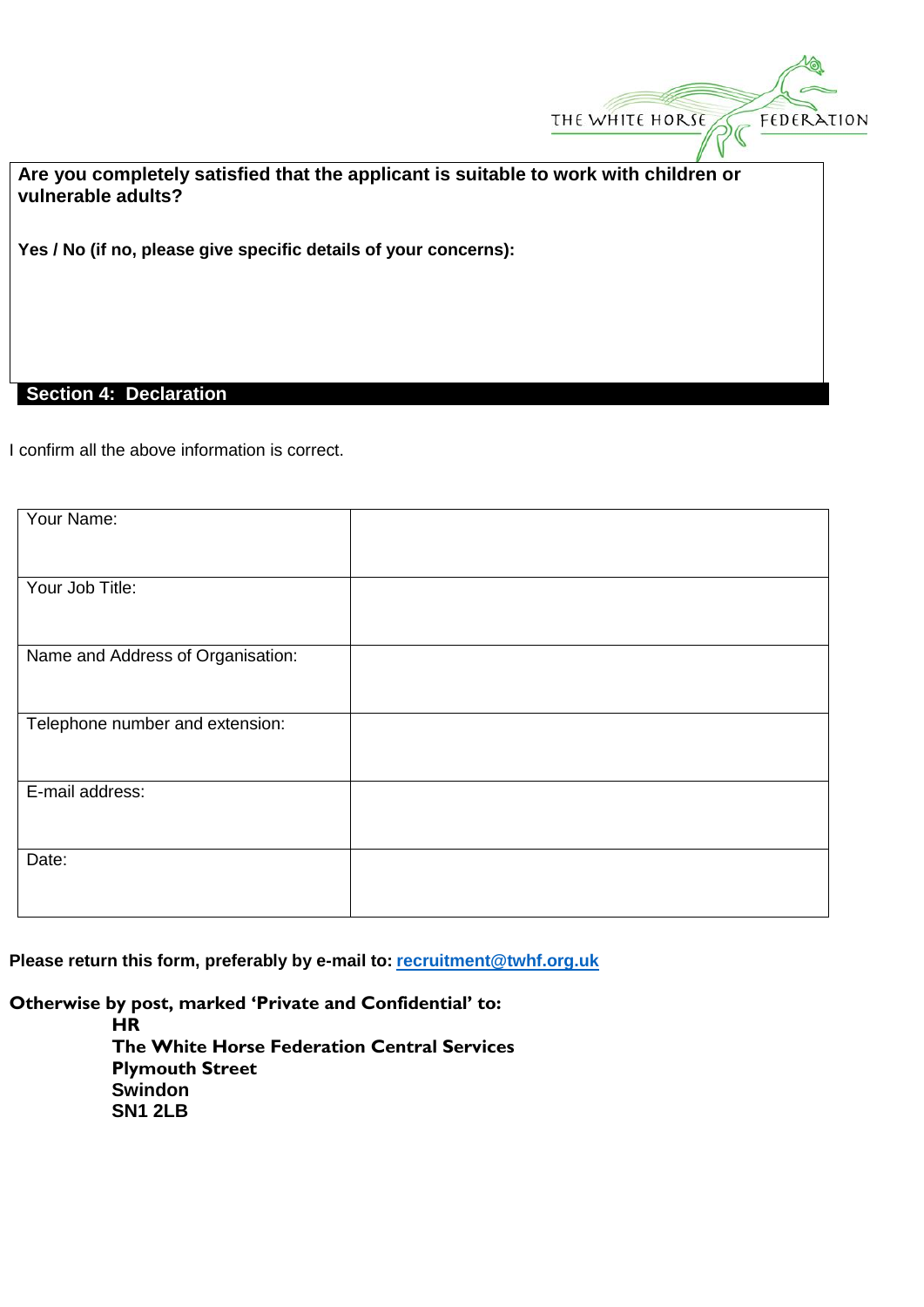**Are you completely satisfied that the applicant is suitable to work with children or vulnerable adults?**

**Yes / No (if no, please give specific details of your concerns):**

## Section 4: Declaration

I confirm all the above information is correct.

| | |
|---|---|
| Your Name: | |
| Your Job Title: | |
| Name and Address of Organisation: | |
| Telephone number and extension: | |
| E-mail address: | |
| Date: | |

**Please return this form, preferably by e-mail to: recruitment@twhf.org.uk**

**Otherwise by post, marked 'Private and Confidential' to:**

**HR**
**The White Horse Federation Central Services**
**Plymouth Street**
**Swindon**
**SN1 2LB**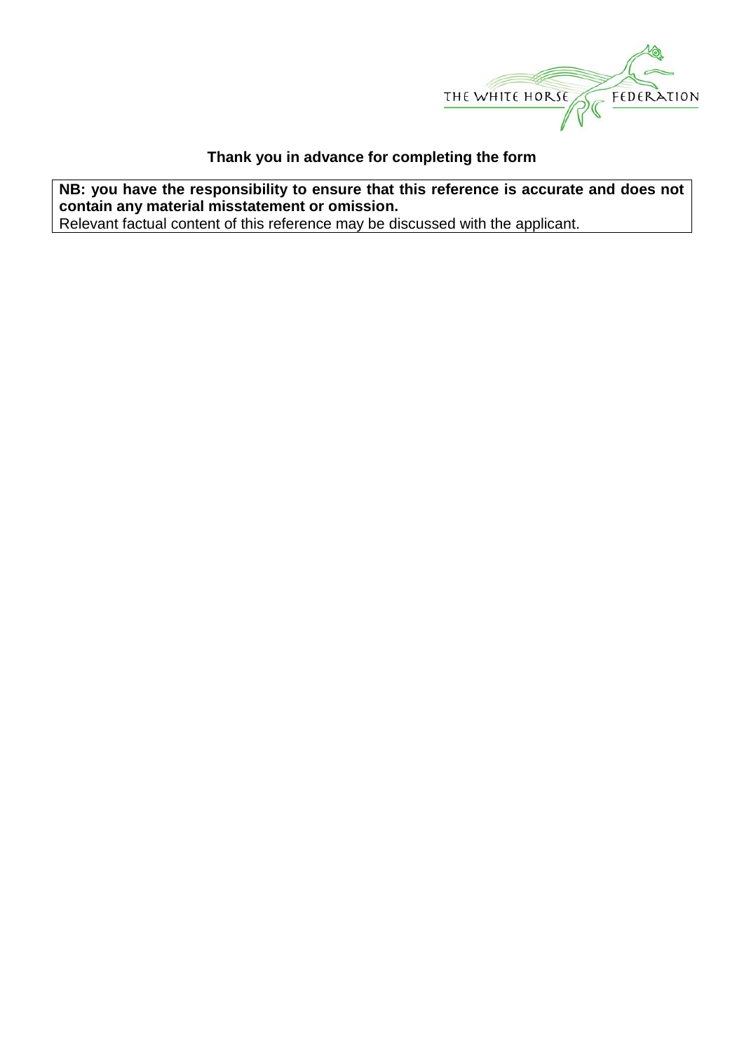**Thank you in advance for completing the form**

| **NB: you have the responsibility to ensure that this reference is accurate and does not contain any material misstatement or omission.** Relevant factual content of this reference may be discussed with the applicant. |
|---|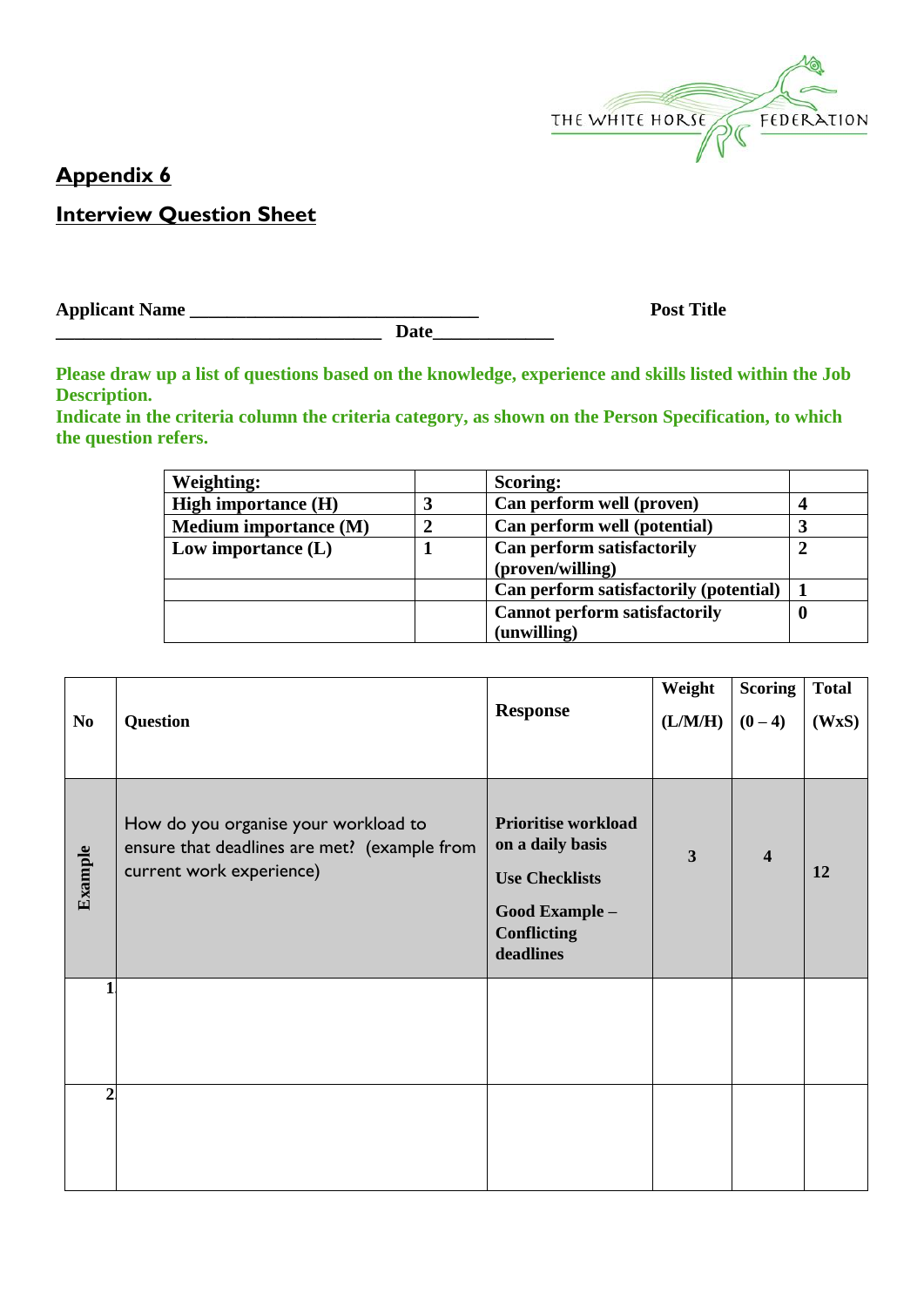## Appendix 6

## Interview Question Sheet

**Applicant Name** _______________________________ **Post Title** ___________________________________ **Date**_____________

**Please draw up a list of questions based on the knowledge, experience and skills listed within the Job Description.**
**Indicate in the criteria column the criteria category, as shown on the Person Specification, to which the question refers.**

| **Weighting:** | | **Scoring:** | |
|---|---|---|---|
| **High importance (H)** | **3** | **Can perform well (proven)** | **4** |
| **Medium importance (M)** | **2** | **Can perform well (potential)** | **3** |
| **Low importance (L)** | **1** | **Can perform satisfactorily (proven/willing)** | **2** |
| | | **Can perform satisfactorily (potential)** | **1** |
| | | **Cannot perform satisfactorily (unwilling)** | **0** |

| **No** | **Question** | **Response** | **Weight (L/M/H)** | **Scoring (0 – 4)** | **Total (WxS)** |
|---|---|---|---|---|---|
| **Example** | How do you organise your workload to ensure that deadlines are met? (example from current work experience) | **Prioritise workload on a daily basis**<br>**Use Checklists**<br>**Good Example – Conflicting deadlines** | **3** | **4** | **12** |
| **1** | | | | | |
| **2** | | | | | |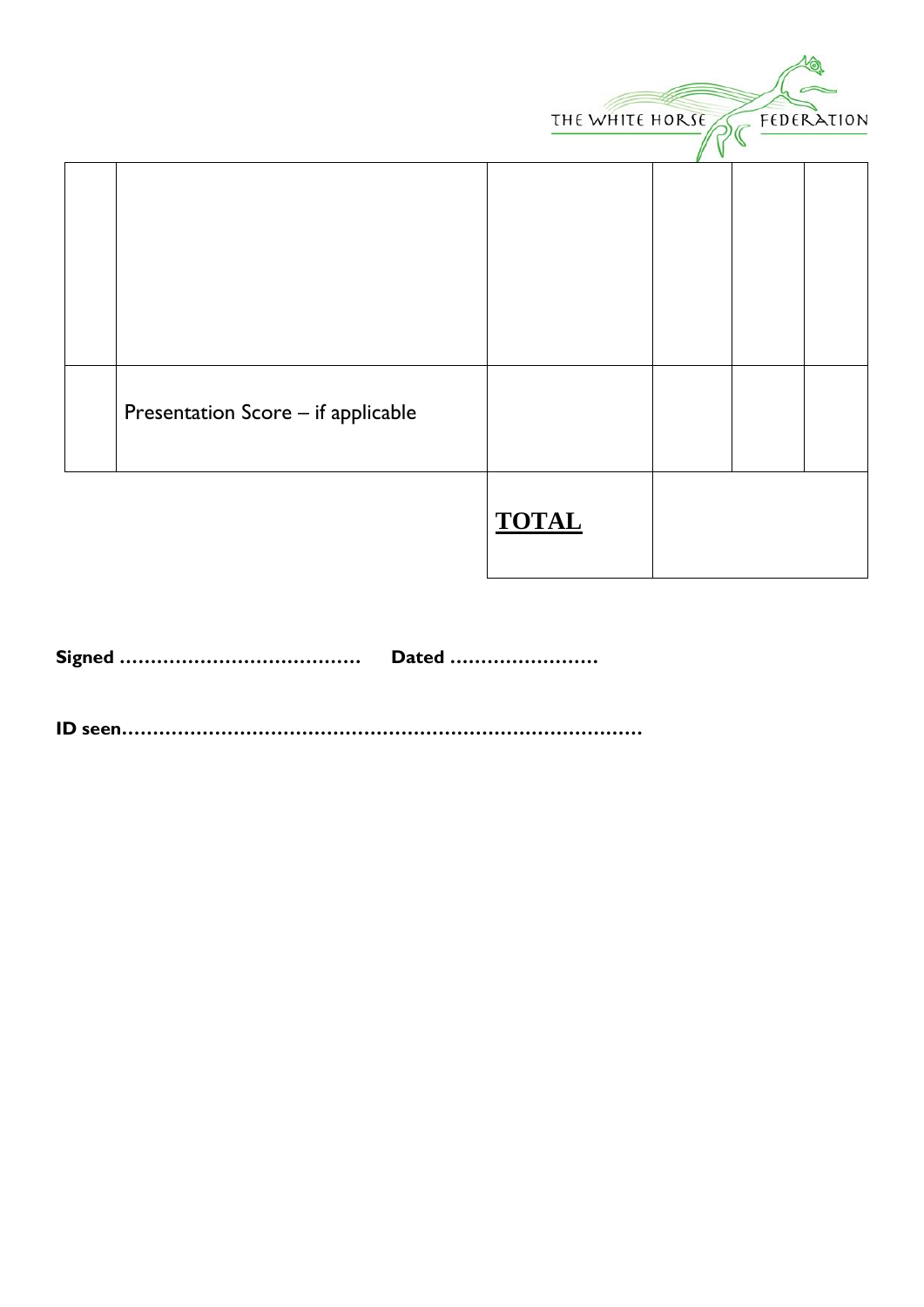| | | | | | |
|---|---|---|---|---|---|
| | | | | | |
| | Presentation Score – if applicable | | | | |
| | | **TOTAL** | | | |

**Signed ………………………………… Dated ……………………**

**ID seen…………………………………………………………………………**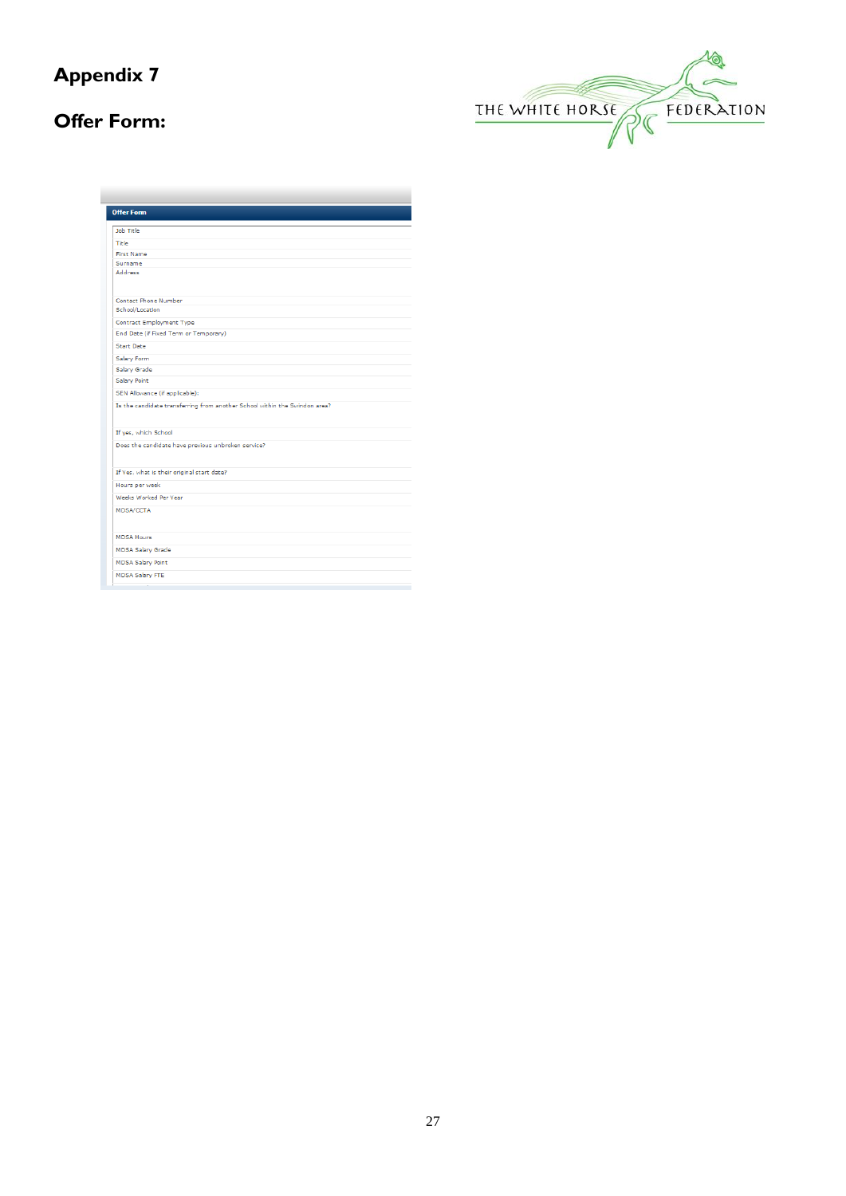# Appendix 7

## Offer Form:

**Offer Form**

| |
|---|
| Job Title |
| Title |
| First Name |
| Surname |
| Address |
| Contact Phone Number |
| School/Location |
| Contract Employment Type |
| End Date (if Fixed Term or Temporary) |
| Start Date |
| Salary Form |
| Salary Grade |
| Salary Point |
| SEN Allowance (if applicable): |
| Is the candidate transferring from another School within the Swindon area? |
| If yes, which School |
| Does the candidate have previous unbroken service? |
| If Yes, what is their original start date? |
| Hours per week |
| Weeks Worked Per Year |
| MDSA/CCTA |
| MDSA Hours |
| MDSA Salary Grade |
| MDSA Salary Point |
| MDSA Salary FTE |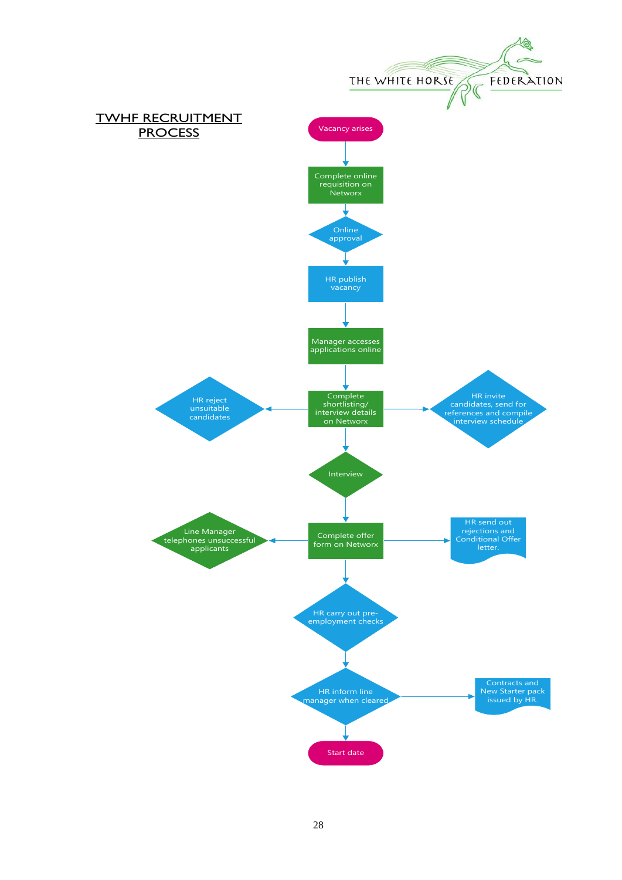THE WHITE HORSE FEDERATION

# TWHF RECRUITMENT PROCESS

Vacancy arises

Complete online requisition on Networx

Online approval

HR publish vacancy

Manager accesses applications online

HR reject unsuitable candidates

Complete shortlisting/ interview details on Networx

HR invite candidates, send for references and compile interview schedule

Interview

Line Manager telephones unsuccessful applicants

Complete offer form on Networx

HR send out rejections and Conditional Offer letter.

HR carry out pre-employment checks

HR inform line manager when cleared

Contracts and New Starter pack issued by HR.

Start date